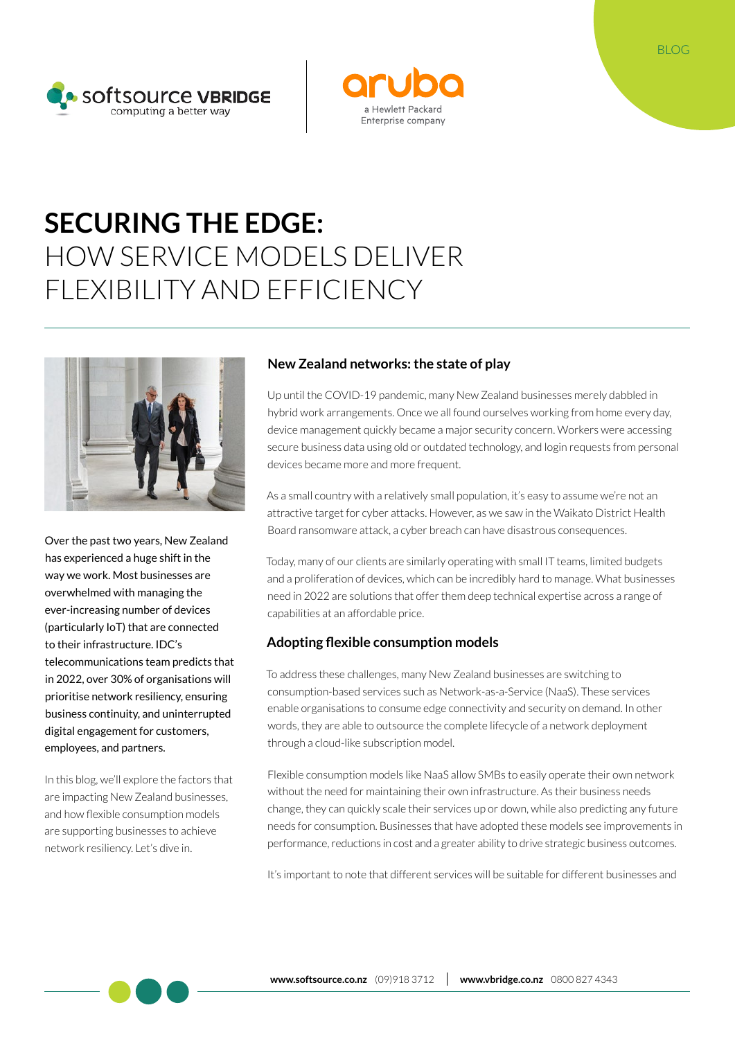BLOG

# SECURING THE EDGE: HOW SERVICE MODELS DELIVER FLEXIBILITY AND EFFICIENCY

Over the past two years, New Zealand has experienced a huge shift in the way we work. Most businesses are overwhelmed with managing the ever-increasing number of devices (particularly IoT) that are connected to their infrastructure. IDC's telecommunications team predicts that in 2022, over 30% of organisations will prioritise network resiliency, ensuring business continuity, and uninterrupted digital engagement for customers, employees, and partners.

In this blog, we'll explore the factors that are impacting New Zealand businesses, and how flexible consumption models are supporting businesses to achieve network resiliency. Let's dive in.

## New Zealand networks: the state of play

Up until the COVID-19 pandemic, many New Zealand businesses merely dabbled in hybrid work arrangements. Once we all found ourselves working from home every day, device management quickly became a major security concern. Workers were accessing secure business data using old or outdated technology, and login requests from personal devices became more and more frequent.

As a small country with a relatively small population, it's easy to assume we're not an attractive target for cyber attacks. However, as we saw in the Waikato District Health Board ransomware attack, a cyber breach can have disastrous consequences.

Today, many of our clients are similarly operating with small IT teams, limited budgets and a proliferation of devices, which can be incredibly hard to manage. What businesses need in 2022 are solutions that offer them deep technical expertise across a range of capabilities at an affordable price.

## Adopting flexible consumption models

To address these challenges, many New Zealand businesses are switching to consumption-based services such as Network-as-a-Service (NaaS). These services enable organisations to consume edge connectivity and security on demand. In other words, they are able to outsource the complete lifecycle of a network deployment through a cloud-like subscription model.

Flexible consumption models like NaaS allow SMBs to easily operate their own network without the need for maintaining their own infrastructure. As their business needs change, they can quickly scale their services up or down, while also predicting any future needs for consumption. Businesses that have adopted these models see improvements in performance, reductions in cost and a greater ability to drive strategic business outcomes.

It's important to note that different services will be suitable for different businesses and

**www.softsource.co.nz** (09)918 3712 | **www.vbridge.co.nz** 0800 827 4343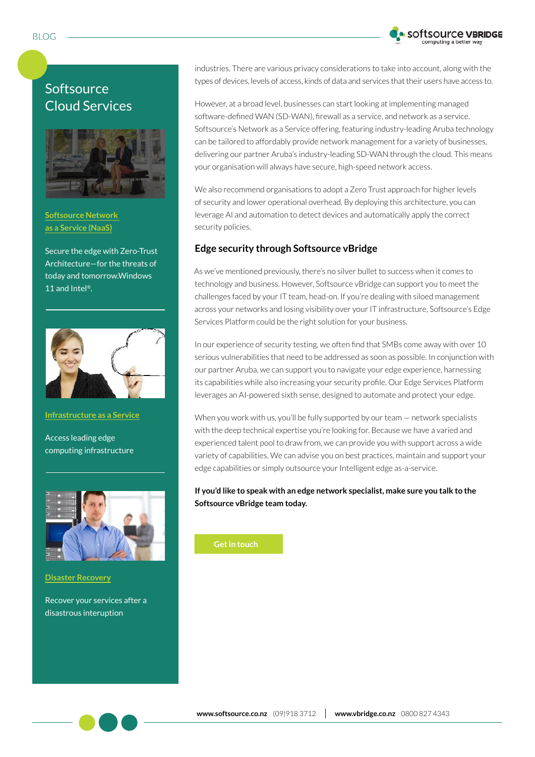## Softsource Cloud Services

**Softsource Network as a Service (NaaS)**

Secure the edge with Zero-Trust Architecture—for the threats of today and tomorrow.Windows 11 and Intel®.

**Infrastructure as a Service**

Access leading edge computing infrastructure

**Disaster Recovery**

Recover your services after a disastrous interuption

industries. There are various privacy considerations to take into account, along with the types of devices, levels of access, kinds of data and services that their users have access to.

However, at a broad level, businesses can start looking at implementing managed software-defined WAN (SD-WAN), firewall as a service, and network as a service. Softsource's Network as a Service offering, featuring industry-leading Aruba technology can be tailored to affordably provide network management for a variety of businesses, delivering our partner Aruba's industry-leading SD-WAN through the cloud. This means your organisation will always have secure, high-speed network access.

We also recommend organisations to adopt a Zero Trust approach for higher levels of security and lower operational overhead. By deploying this architecture, you can leverage AI and automation to detect devices and automatically apply the correct security policies.

### Edge security through Softsource vBridge

As we've mentioned previously, there's no silver bullet to success when it comes to technology and business. However, Softsource vBridge can support you to meet the challenges faced by your IT team, head-on. If you're dealing with siloed management across your networks and losing visibility over your IT infrastructure, Softsource's Edge Services Platform could be the right solution for your business.

In our experience of security testing, we often find that SMBs come away with over 10 serious vulnerabilities that need to be addressed as soon as possible. In conjunction with our partner Aruba, we can support you to navigate your edge experience, harnessing its capabilities while also increasing your security profile. Our Edge Services Platform leverages an AI-powered sixth sense, designed to automate and protect your edge.

When you work with us, you'll be fully supported by our team — network specialists with the deep technical expertise you're looking for. Because we have a varied and experienced talent pool to draw from, we can provide you with support across a wide variety of capabilities. We can advise you on best practices, maintain and support your edge capabilities or simply outsource your Intelligent edge as-a-service.

**If you'd like to speak with an edge network specialist, make sure you talk to the Softsource vBridge team today.**

Get in touch

**www.softsource.co.nz** (09)918 3712 | **www.vbridge.co.nz** 0800 827 4343